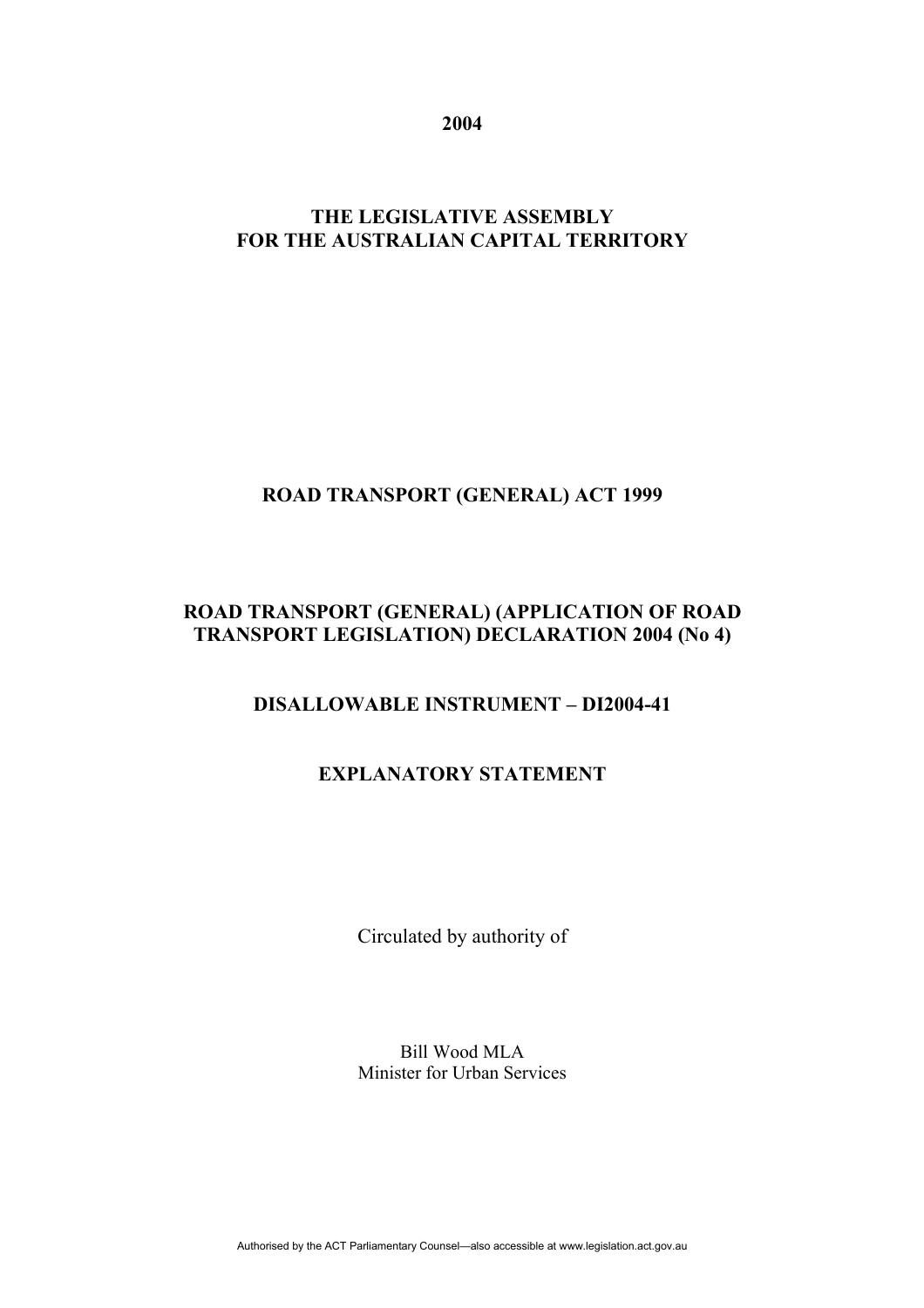**2004**

**THE LEGISLATIVE ASSEMBLY FOR THE AUSTRALIAN CAPITAL TERRITORY**

**ROAD TRANSPORT (GENERAL) ACT 1999**

**ROAD TRANSPORT (GENERAL) (APPLICATION OF ROAD TRANSPORT LEGISLATION) DECLARATION 2004 (No 4)**

**DISALLOWABLE INSTRUMENT – DI2004-41**

**EXPLANATORY STATEMENT**

Circulated by authority of

Bill Wood MLA
Minister for Urban Services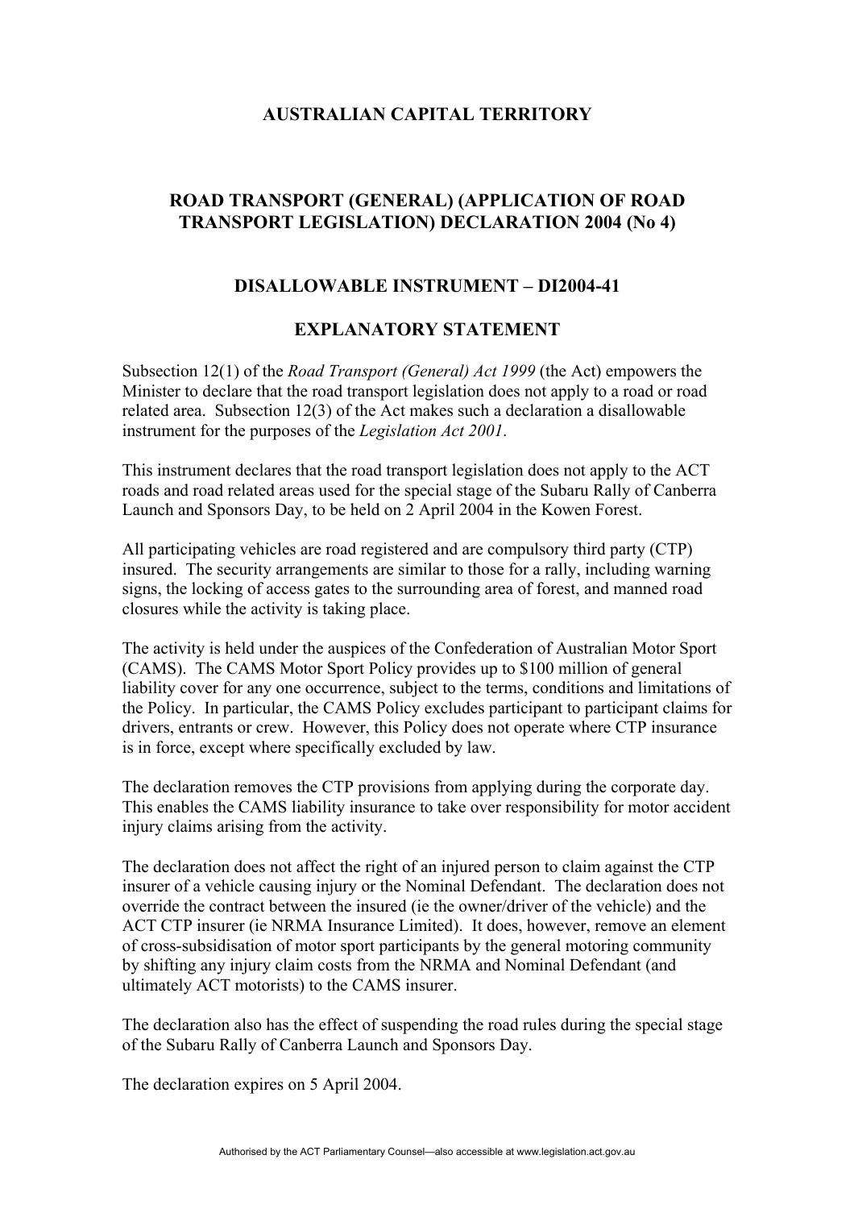# AUSTRALIAN CAPITAL TERRITORY

## ROAD TRANSPORT (GENERAL) (APPLICATION OF ROAD TRANSPORT LEGISLATION) DECLARATION 2004 (No 4)

## DISALLOWABLE INSTRUMENT – DI2004-41

## EXPLANATORY STATEMENT

Subsection 12(1) of the *Road Transport (General) Act 1999* (the Act) empowers the Minister to declare that the road transport legislation does not apply to a road or road related area. Subsection 12(3) of the Act makes such a declaration a disallowable instrument for the purposes of the *Legislation Act 2001*.

This instrument declares that the road transport legislation does not apply to the ACT roads and road related areas used for the special stage of the Subaru Rally of Canberra Launch and Sponsors Day, to be held on 2 April 2004 in the Kowen Forest.

All participating vehicles are road registered and are compulsory third party (CTP) insured. The security arrangements are similar to those for a rally, including warning signs, the locking of access gates to the surrounding area of forest, and manned road closures while the activity is taking place.

The activity is held under the auspices of the Confederation of Australian Motor Sport (CAMS). The CAMS Motor Sport Policy provides up to $100 million of general liability cover for any one occurrence, subject to the terms, conditions and limitations of the Policy. In particular, the CAMS Policy excludes participant to participant claims for drivers, entrants or crew. However, this Policy does not operate where CTP insurance is in force, except where specifically excluded by law.

The declaration removes the CTP provisions from applying during the corporate day. This enables the CAMS liability insurance to take over responsibility for motor accident injury claims arising from the activity.

The declaration does not affect the right of an injured person to claim against the CTP insurer of a vehicle causing injury or the Nominal Defendant. The declaration does not override the contract between the insured (ie the owner/driver of the vehicle) and the ACT CTP insurer (ie NRMA Insurance Limited). It does, however, remove an element of cross-subsidisation of motor sport participants by the general motoring community by shifting any injury claim costs from the NRMA and Nominal Defendant (and ultimately ACT motorists) to the CAMS insurer.

The declaration also has the effect of suspending the road rules during the special stage of the Subaru Rally of Canberra Launch and Sponsors Day.

The declaration expires on 5 April 2004.